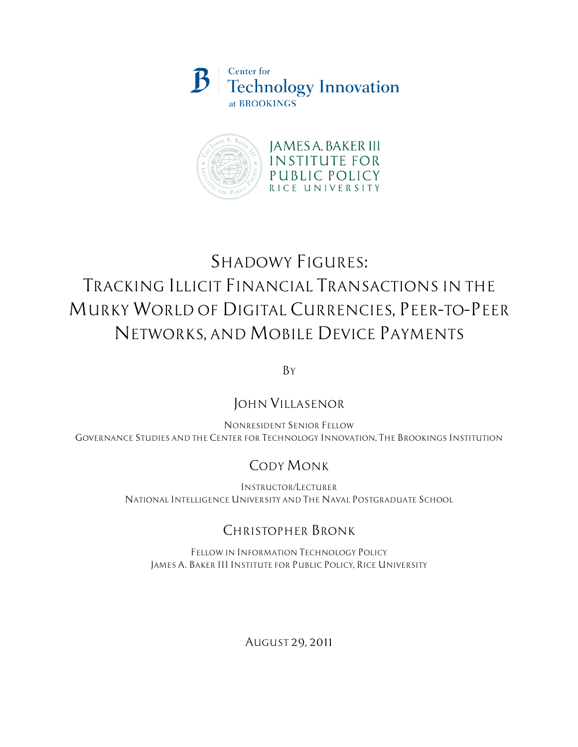Center for Technology Innovation at BROOKINGS

JAMES A. BAKER III INSTITUTE FOR PUBLIC POLICY
RICE UNIVERSITY

# Shadowy Figures: Tracking Illicit Financial Transactions in the Murky World of Digital Currencies, Peer-to-Peer Networks, and Mobile Device Payments

By

## John Villasenor

Nonresident Senior Fellow
Governance Studies and the Center for Technology Innovation, The Brookings Institution

## Cody Monk

Instructor/Lecturer
National Intelligence University and The Naval Postgraduate School

## Christopher Bronk

Fellow in Information Technology Policy
James A. Baker III Institute for Public Policy, Rice University

August 29, 2011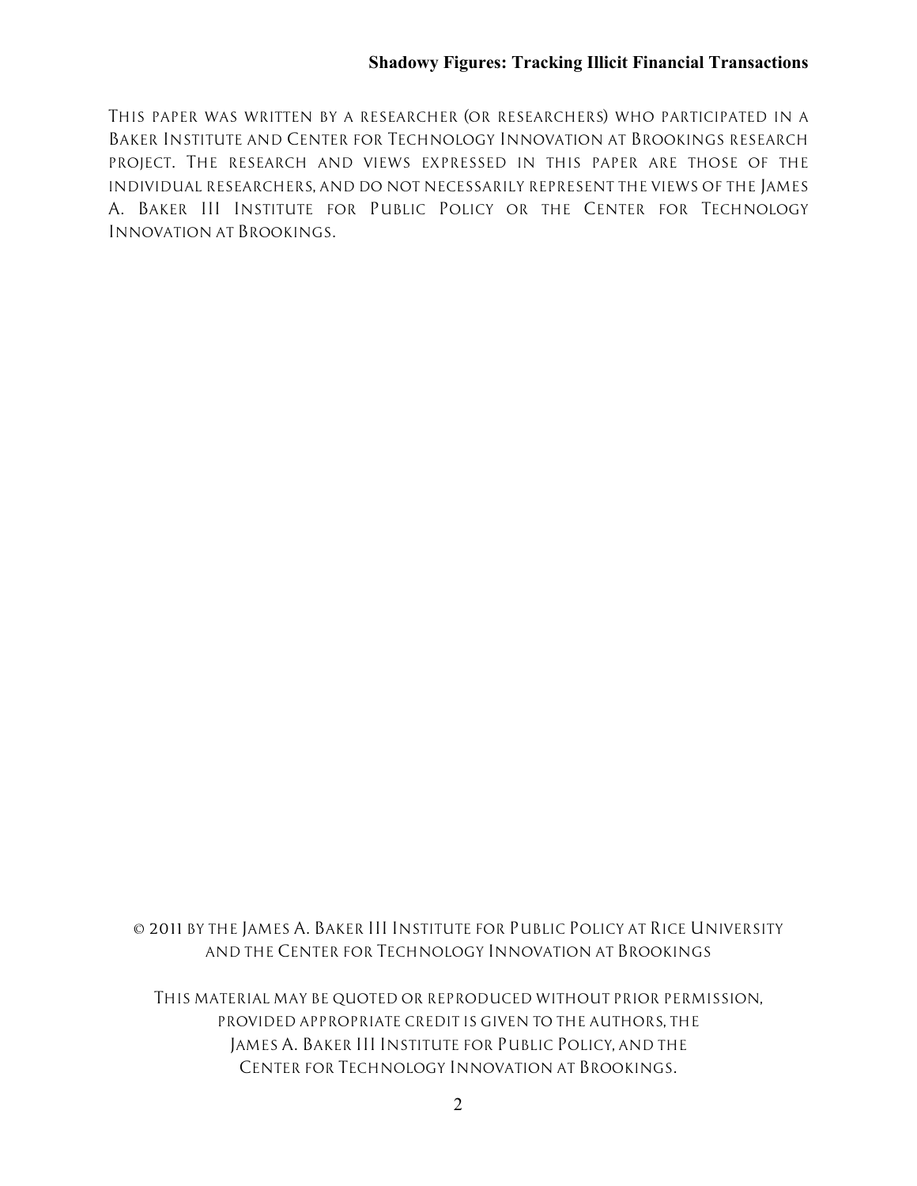This paper was written by a researcher (or researchers) who participated in a Baker Institute and Center for Technology Innovation at Brookings research project. The research and views expressed in this paper are those of the individual researchers, and do not necessarily represent the views of the James A. Baker III Institute for Public Policy or the Center for Technology Innovation at Brookings.

© 2011 by the James A. Baker III Institute for Public Policy at Rice University and the Center for Technology Innovation at Brookings

This material may be quoted or reproduced without prior permission, provided appropriate credit is given to the authors, the James A. Baker III Institute for Public Policy, and the Center for Technology Innovation at Brookings.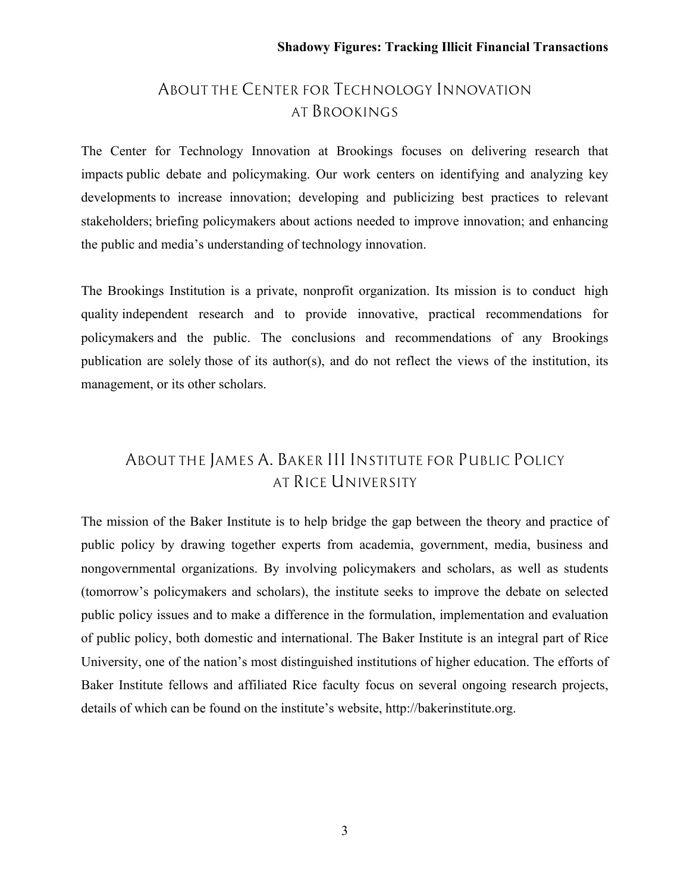## About the Center for Technology Innovation at Brookings

The Center for Technology Innovation at Brookings focuses on delivering research that impacts public debate and policymaking. Our work centers on identifying and analyzing key developments to increase innovation; developing and publicizing best practices to relevant stakeholders; briefing policymakers about actions needed to improve innovation; and enhancing the public and media's understanding of technology innovation.

The Brookings Institution is a private, nonprofit organization. Its mission is to conduct high quality independent research and to provide innovative, practical recommendations for policymakers and the public. The conclusions and recommendations of any Brookings publication are solely those of its author(s), and do not reflect the views of the institution, its management, or its other scholars.

## About the James A. Baker III Institute for Public Policy at Rice University

The mission of the Baker Institute is to help bridge the gap between the theory and practice of public policy by drawing together experts from academia, government, media, business and nongovernmental organizations. By involving policymakers and scholars, as well as students (tomorrow's policymakers and scholars), the institute seeks to improve the debate on selected public policy issues and to make a difference in the formulation, implementation and evaluation of public policy, both domestic and international. The Baker Institute is an integral part of Rice University, one of the nation's most distinguished institutions of higher education. The efforts of Baker Institute fellows and affiliated Rice faculty focus on several ongoing research projects, details of which can be found on the institute's website, http://bakerinstitute.org.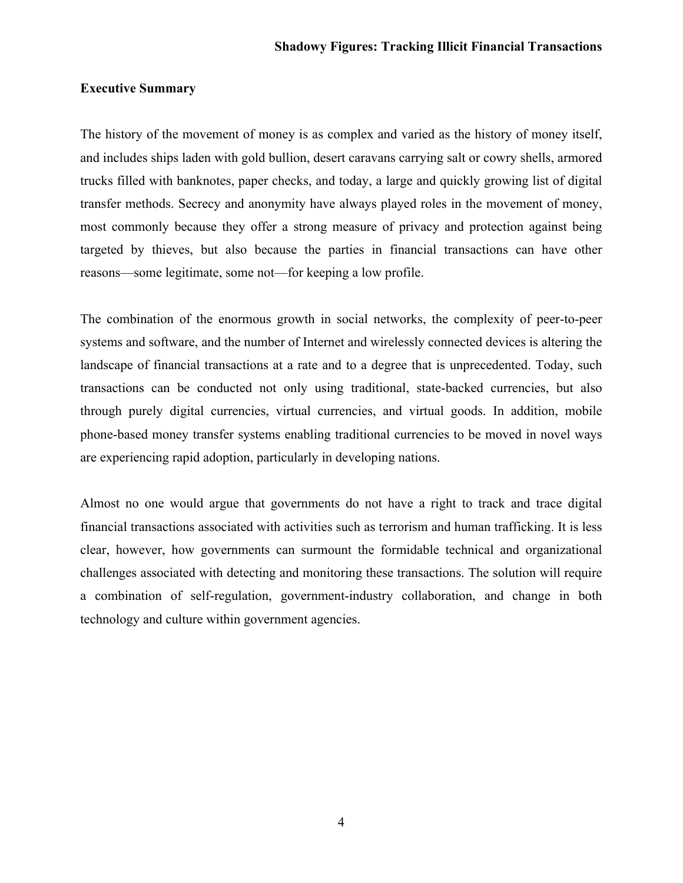## Executive Summary

The history of the movement of money is as complex and varied as the history of money itself, and includes ships laden with gold bullion, desert caravans carrying salt or cowry shells, armored trucks filled with banknotes, paper checks, and today, a large and quickly growing list of digital transfer methods. Secrecy and anonymity have always played roles in the movement of money, most commonly because they offer a strong measure of privacy and protection against being targeted by thieves, but also because the parties in financial transactions can have other reasons—some legitimate, some not—for keeping a low profile.

The combination of the enormous growth in social networks, the complexity of peer-to-peer systems and software, and the number of Internet and wirelessly connected devices is altering the landscape of financial transactions at a rate and to a degree that is unprecedented. Today, such transactions can be conducted not only using traditional, state-backed currencies, but also through purely digital currencies, virtual currencies, and virtual goods. In addition, mobile phone-based money transfer systems enabling traditional currencies to be moved in novel ways are experiencing rapid adoption, particularly in developing nations.

Almost no one would argue that governments do not have a right to track and trace digital financial transactions associated with activities such as terrorism and human trafficking. It is less clear, however, how governments can surmount the formidable technical and organizational challenges associated with detecting and monitoring these transactions. The solution will require a combination of self-regulation, government-industry collaboration, and change in both technology and culture within government agencies.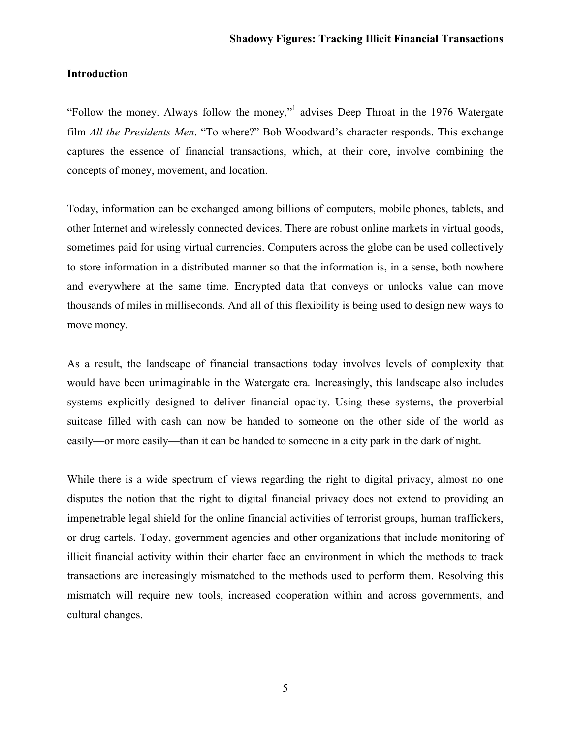## Introduction

"Follow the money. Always follow the money,"[1] advises Deep Throat in the 1976 Watergate film *All the Presidents Men*. "To where?" Bob Woodward's character responds. This exchange captures the essence of financial transactions, which, at their core, involve combining the concepts of money, movement, and location.

Today, information can be exchanged among billions of computers, mobile phones, tablets, and other Internet and wirelessly connected devices. There are robust online markets in virtual goods, sometimes paid for using virtual currencies. Computers across the globe can be used collectively to store information in a distributed manner so that the information is, in a sense, both nowhere and everywhere at the same time. Encrypted data that conveys or unlocks value can move thousands of miles in milliseconds. And all of this flexibility is being used to design new ways to move money.

As a result, the landscape of financial transactions today involves levels of complexity that would have been unimaginable in the Watergate era. Increasingly, this landscape also includes systems explicitly designed to deliver financial opacity. Using these systems, the proverbial suitcase filled with cash can now be handed to someone on the other side of the world as easily—or more easily—than it can be handed to someone in a city park in the dark of night.

While there is a wide spectrum of views regarding the right to digital privacy, almost no one disputes the notion that the right to digital financial privacy does not extend to providing an impenetrable legal shield for the online financial activities of terrorist groups, human traffickers, or drug cartels. Today, government agencies and other organizations that include monitoring of illicit financial activity within their charter face an environment in which the methods to track transactions are increasingly mismatched to the methods used to perform them. Resolving this mismatch will require new tools, increased cooperation within and across governments, and cultural changes.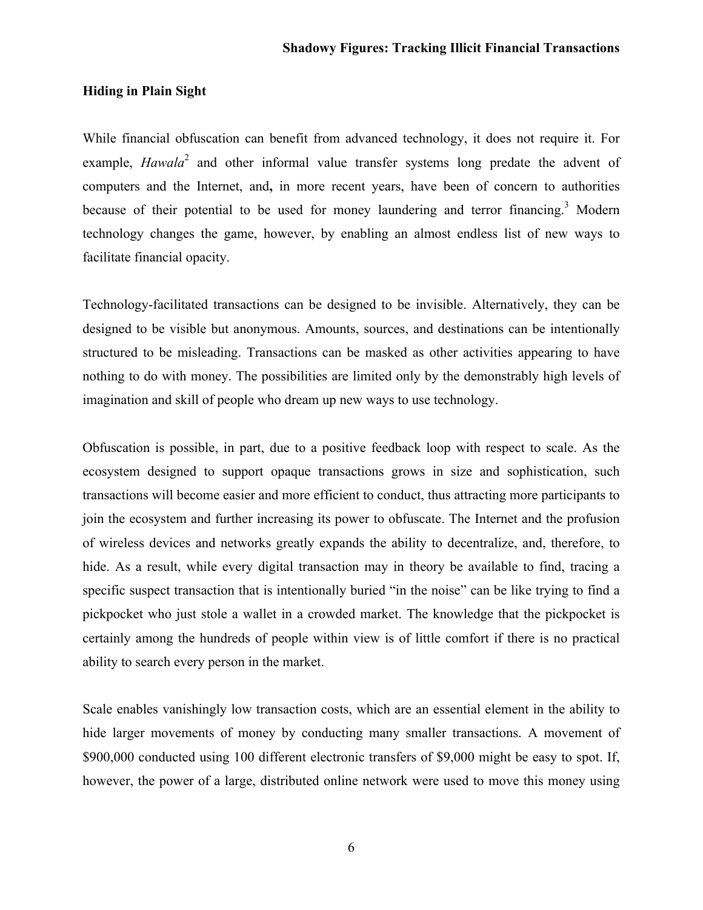**Hiding in Plain Sight**

While financial obfuscation can benefit from advanced technology, it does not require it. For example, *Hawala*[2] and other informal value transfer systems long predate the advent of computers and the Internet, and**,** in more recent years, have been of concern to authorities because of their potential to be used for money laundering and terror financing.[3] Modern technology changes the game, however, by enabling an almost endless list of new ways to facilitate financial opacity.

Technology-facilitated transactions can be designed to be invisible. Alternatively, they can be designed to be visible but anonymous. Amounts, sources, and destinations can be intentionally structured to be misleading. Transactions can be masked as other activities appearing to have nothing to do with money. The possibilities are limited only by the demonstrably high levels of imagination and skill of people who dream up new ways to use technology.

Obfuscation is possible, in part, due to a positive feedback loop with respect to scale. As the ecosystem designed to support opaque transactions grows in size and sophistication, such transactions will become easier and more efficient to conduct, thus attracting more participants to join the ecosystem and further increasing its power to obfuscate. The Internet and the profusion of wireless devices and networks greatly expands the ability to decentralize, and, therefore, to hide. As a result, while every digital transaction may in theory be available to find, tracing a specific suspect transaction that is intentionally buried "in the noise" can be like trying to find a pickpocket who just stole a wallet in a crowded market. The knowledge that the pickpocket is certainly among the hundreds of people within view is of little comfort if there is no practical ability to search every person in the market.

Scale enables vanishingly low transaction costs, which are an essential element in the ability to hide larger movements of money by conducting many smaller transactions. A movement of $900,000 conducted using 100 different electronic transfers of $9,000 might be easy to spot. If, however, the power of a large, distributed online network were used to move this money using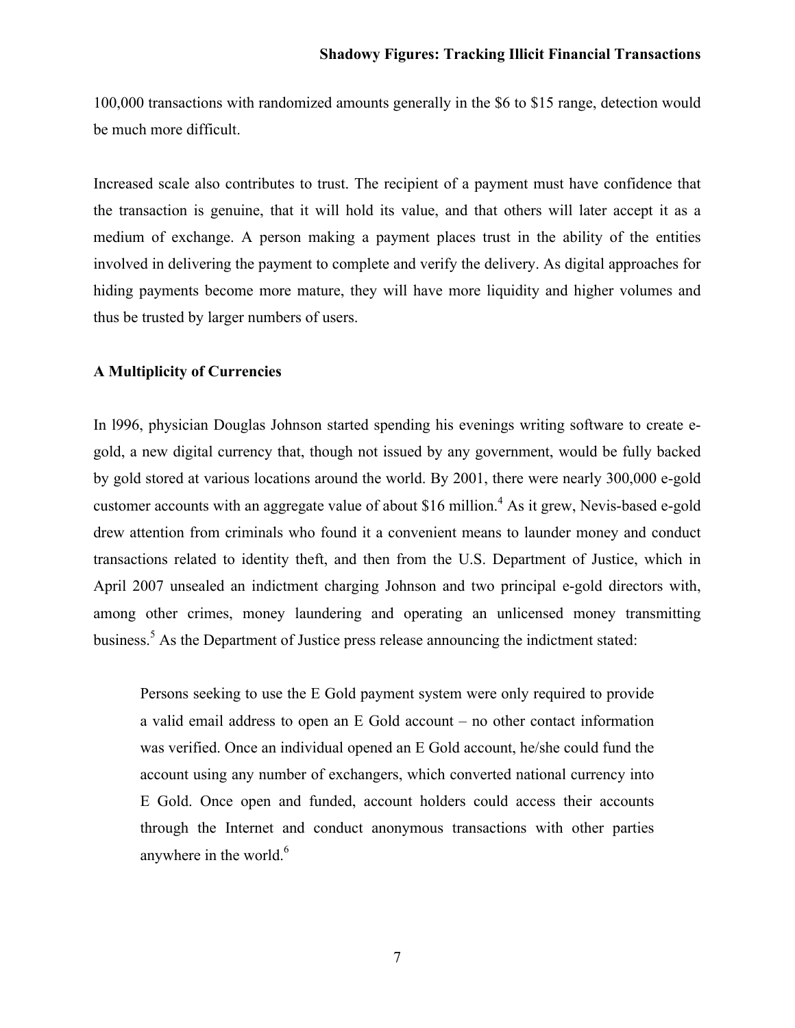100,000 transactions with randomized amounts generally in the $6 to $15 range, detection would be much more difficult.

Increased scale also contributes to trust. The recipient of a payment must have confidence that the transaction is genuine, that it will hold its value, and that others will later accept it as a medium of exchange. A person making a payment places trust in the ability of the entities involved in delivering the payment to complete and verify the delivery. As digital approaches for hiding payments become more mature, they will have more liquidity and higher volumes and thus be trusted by larger numbers of users.

## A Multiplicity of Currencies

In l996, physician Douglas Johnson started spending his evenings writing software to create e-gold, a new digital currency that, though not issued by any government, would be fully backed by gold stored at various locations around the world. By 2001, there were nearly 300,000 e-gold customer accounts with an aggregate value of about $16 million.[4] As it grew, Nevis-based e-gold drew attention from criminals who found it a convenient means to launder money and conduct transactions related to identity theft, and then from the U.S. Department of Justice, which in April 2007 unsealed an indictment charging Johnson and two principal e-gold directors with, among other crimes, money laundering and operating an unlicensed money transmitting business.[5] As the Department of Justice press release announcing the indictment stated:

> Persons seeking to use the E Gold payment system were only required to provide a valid email address to open an E Gold account – no other contact information was verified. Once an individual opened an E Gold account, he/she could fund the account using any number of exchangers, which converted national currency into E Gold. Once open and funded, account holders could access their accounts through the Internet and conduct anonymous transactions with other parties anywhere in the world.[6]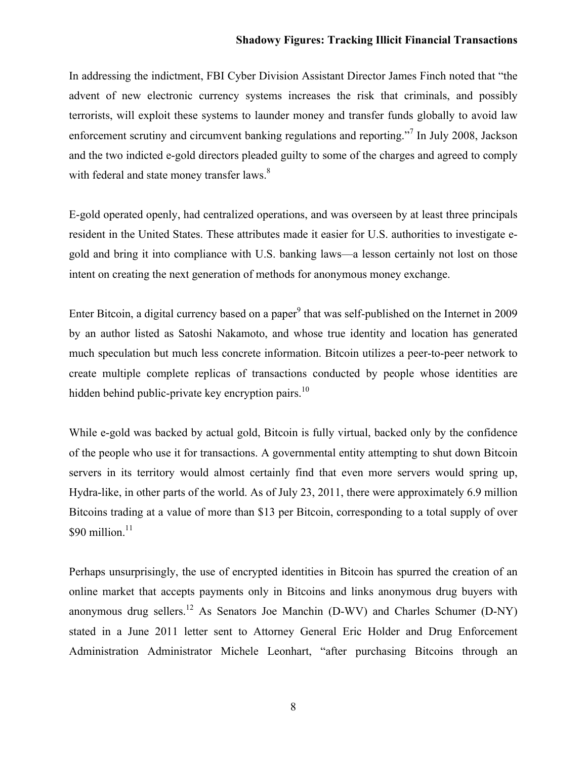In addressing the indictment, FBI Cyber Division Assistant Director James Finch noted that "the advent of new electronic currency systems increases the risk that criminals, and possibly terrorists, will exploit these systems to launder money and transfer funds globally to avoid law enforcement scrutiny and circumvent banking regulations and reporting."[7] In July 2008, Jackson and the two indicted e-gold directors pleaded guilty to some of the charges and agreed to comply with federal and state money transfer laws.[8]

E-gold operated openly, had centralized operations, and was overseen by at least three principals resident in the United States. These attributes made it easier for U.S. authorities to investigate e-gold and bring it into compliance with U.S. banking laws—a lesson certainly not lost on those intent on creating the next generation of methods for anonymous money exchange.

Enter Bitcoin, a digital currency based on a paper[9] that was self-published on the Internet in 2009 by an author listed as Satoshi Nakamoto, and whose true identity and location has generated much speculation but much less concrete information. Bitcoin utilizes a peer-to-peer network to create multiple complete replicas of transactions conducted by people whose identities are hidden behind public-private key encryption pairs.[10]

While e-gold was backed by actual gold, Bitcoin is fully virtual, backed only by the confidence of the people who use it for transactions. A governmental entity attempting to shut down Bitcoin servers in its territory would almost certainly find that even more servers would spring up, Hydra-like, in other parts of the world. As of July 23, 2011, there were approximately 6.9 million Bitcoins trading at a value of more than $13 per Bitcoin, corresponding to a total supply of over $90 million.[11]

Perhaps unsurprisingly, the use of encrypted identities in Bitcoin has spurred the creation of an online market that accepts payments only in Bitcoins and links anonymous drug buyers with anonymous drug sellers.[12] As Senators Joe Manchin (D-WV) and Charles Schumer (D-NY) stated in a June 2011 letter sent to Attorney General Eric Holder and Drug Enforcement Administration Administrator Michele Leonhart, "after purchasing Bitcoins through an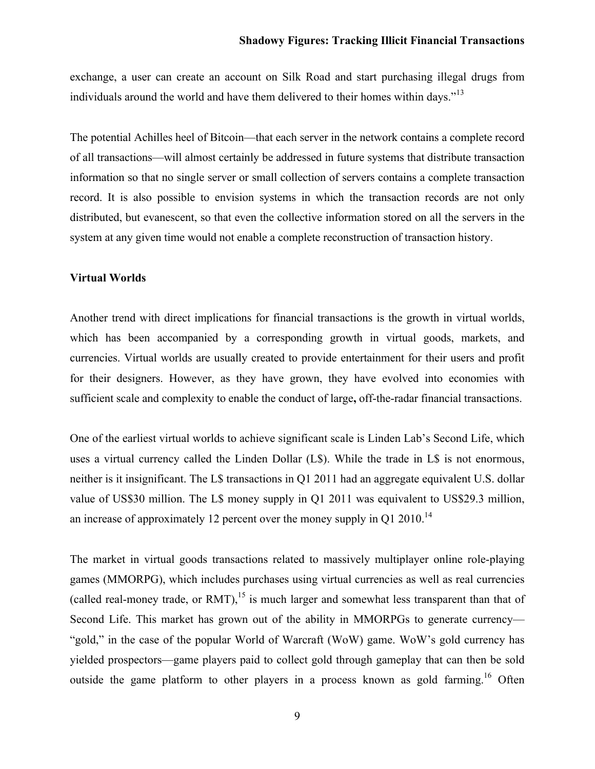exchange, a user can create an account on Silk Road and start purchasing illegal drugs from individuals around the world and have them delivered to their homes within days."[13]

The potential Achilles heel of Bitcoin—that each server in the network contains a complete record of all transactions—will almost certainly be addressed in future systems that distribute transaction information so that no single server or small collection of servers contains a complete transaction record. It is also possible to envision systems in which the transaction records are not only distributed, but evanescent, so that even the collective information stored on all the servers in the system at any given time would not enable a complete reconstruction of transaction history.

**Virtual Worlds**

Another trend with direct implications for financial transactions is the growth in virtual worlds, which has been accompanied by a corresponding growth in virtual goods, markets, and currencies. Virtual worlds are usually created to provide entertainment for their users and profit for their designers. However, as they have grown, they have evolved into economies with sufficient scale and complexity to enable the conduct of large**,** off-the-radar financial transactions.

One of the earliest virtual worlds to achieve significant scale is Linden Lab's Second Life, which uses a virtual currency called the Linden Dollar (L$). While the trade in L$ is not enormous, neither is it insignificant. The L$ transactions in Q1 2011 had an aggregate equivalent U.S. dollar value of US$30 million. The L$ money supply in Q1 2011 was equivalent to US$29.3 million, an increase of approximately 12 percent over the money supply in Q1 2010.[14]

The market in virtual goods transactions related to massively multiplayer online role-playing games (MMORPG), which includes purchases using virtual currencies as well as real currencies (called real-money trade, or RMT),[15] is much larger and somewhat less transparent than that of Second Life. This market has grown out of the ability in MMORPGs to generate currency—"gold," in the case of the popular World of Warcraft (WoW) game. WoW's gold currency has yielded prospectors—game players paid to collect gold through gameplay that can then be sold outside the game platform to other players in a process known as gold farming.[16] Often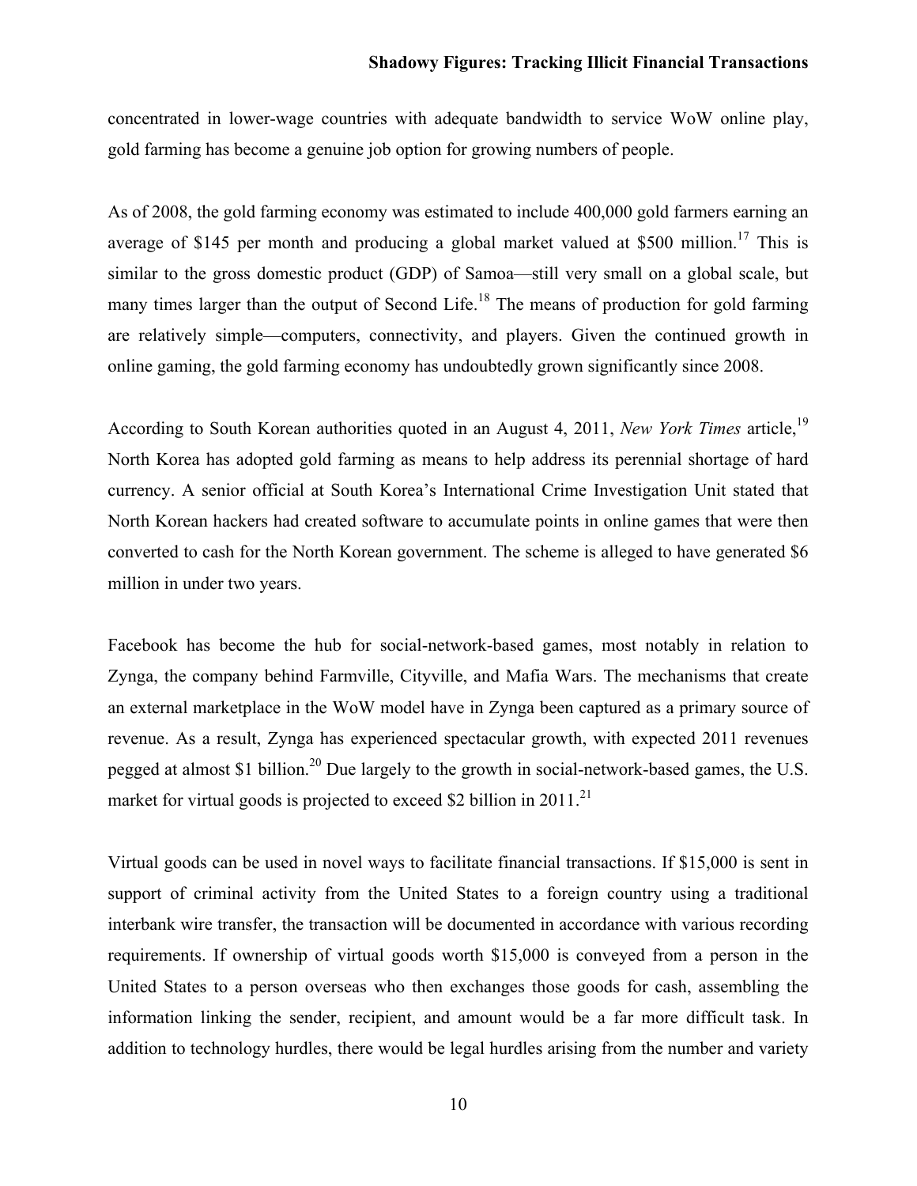concentrated in lower-wage countries with adequate bandwidth to service WoW online play, gold farming has become a genuine job option for growing numbers of people.

As of 2008, the gold farming economy was estimated to include 400,000 gold farmers earning an average of $145 per month and producing a global market valued at $500 million.[17] This is similar to the gross domestic product (GDP) of Samoa—still very small on a global scale, but many times larger than the output of Second Life.[18] The means of production for gold farming are relatively simple—computers, connectivity, and players. Given the continued growth in online gaming, the gold farming economy has undoubtedly grown significantly since 2008.

According to South Korean authorities quoted in an August 4, 2011, *New York Times* article,[19] North Korea has adopted gold farming as means to help address its perennial shortage of hard currency. A senior official at South Korea's International Crime Investigation Unit stated that North Korean hackers had created software to accumulate points in online games that were then converted to cash for the North Korean government. The scheme is alleged to have generated $6 million in under two years.

Facebook has become the hub for social-network-based games, most notably in relation to Zynga, the company behind Farmville, Cityville, and Mafia Wars. The mechanisms that create an external marketplace in the WoW model have in Zynga been captured as a primary source of revenue. As a result, Zynga has experienced spectacular growth, with expected 2011 revenues pegged at almost $1 billion.[20] Due largely to the growth in social-network-based games, the U.S. market for virtual goods is projected to exceed $2 billion in 2011.[21]

Virtual goods can be used in novel ways to facilitate financial transactions. If $15,000 is sent in support of criminal activity from the United States to a foreign country using a traditional interbank wire transfer, the transaction will be documented in accordance with various recording requirements. If ownership of virtual goods worth $15,000 is conveyed from a person in the United States to a person overseas who then exchanges those goods for cash, assembling the information linking the sender, recipient, and amount would be a far more difficult task. In addition to technology hurdles, there would be legal hurdles arising from the number and variety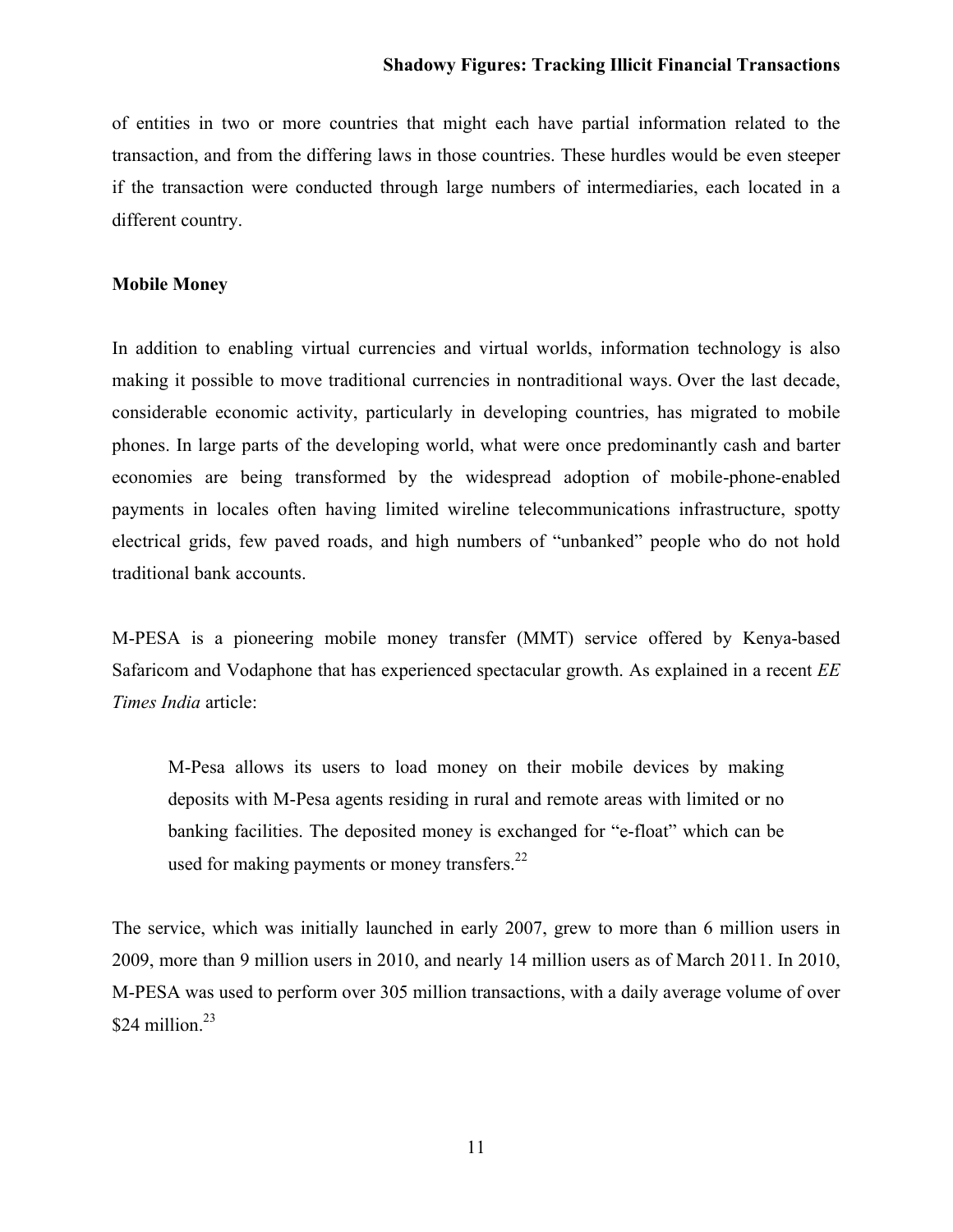of entities in two or more countries that might each have partial information related to the transaction, and from the differing laws in those countries. These hurdles would be even steeper if the transaction were conducted through large numbers of intermediaries, each located in a different country.

**Mobile Money**

In addition to enabling virtual currencies and virtual worlds, information technology is also making it possible to move traditional currencies in nontraditional ways. Over the last decade, considerable economic activity, particularly in developing countries, has migrated to mobile phones. In large parts of the developing world, what were once predominantly cash and barter economies are being transformed by the widespread adoption of mobile-phone-enabled payments in locales often having limited wireline telecommunications infrastructure, spotty electrical grids, few paved roads, and high numbers of "unbanked" people who do not hold traditional bank accounts.

M-PESA is a pioneering mobile money transfer (MMT) service offered by Kenya-based Safaricom and Vodaphone that has experienced spectacular growth. As explained in a recent *EE Times India* article:

> M-Pesa allows its users to load money on their mobile devices by making deposits with M-Pesa agents residing in rural and remote areas with limited or no banking facilities. The deposited money is exchanged for "e-float" which can be used for making payments or money transfers.[22]

The service, which was initially launched in early 2007, grew to more than 6 million users in 2009, more than 9 million users in 2010, and nearly 14 million users as of March 2011. In 2010, M-PESA was used to perform over 305 million transactions, with a daily average volume of over $24 million.[23]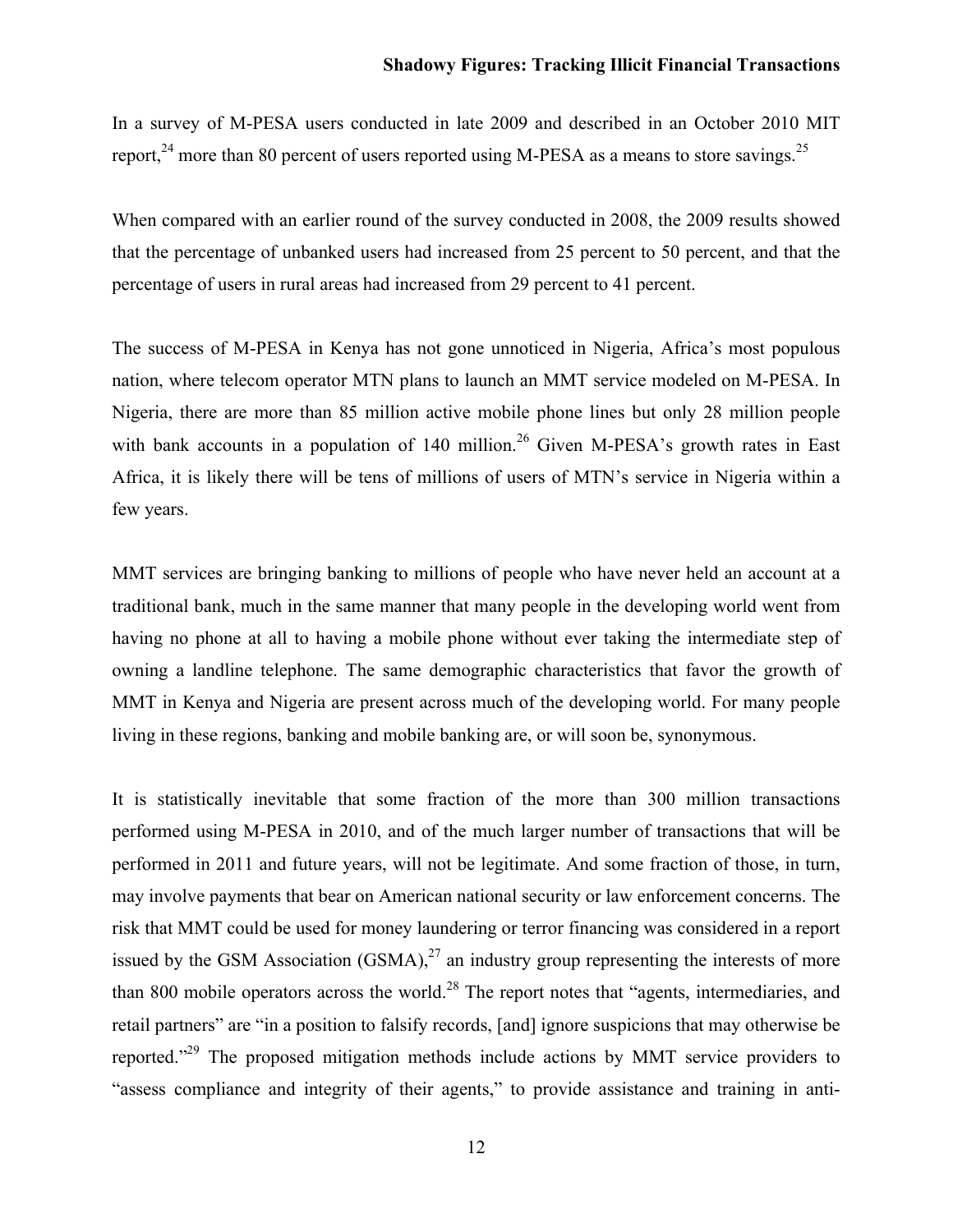In a survey of M-PESA users conducted in late 2009 and described in an October 2010 MIT report,[24] more than 80 percent of users reported using M-PESA as a means to store savings.[25]

When compared with an earlier round of the survey conducted in 2008, the 2009 results showed that the percentage of unbanked users had increased from 25 percent to 50 percent, and that the percentage of users in rural areas had increased from 29 percent to 41 percent.

The success of M-PESA in Kenya has not gone unnoticed in Nigeria, Africa's most populous nation, where telecom operator MTN plans to launch an MMT service modeled on M-PESA. In Nigeria, there are more than 85 million active mobile phone lines but only 28 million people with bank accounts in a population of 140 million.[26] Given M-PESA's growth rates in East Africa, it is likely there will be tens of millions of users of MTN's service in Nigeria within a few years.

MMT services are bringing banking to millions of people who have never held an account at a traditional bank, much in the same manner that many people in the developing world went from having no phone at all to having a mobile phone without ever taking the intermediate step of owning a landline telephone. The same demographic characteristics that favor the growth of MMT in Kenya and Nigeria are present across much of the developing world. For many people living in these regions, banking and mobile banking are, or will soon be, synonymous.

It is statistically inevitable that some fraction of the more than 300 million transactions performed using M-PESA in 2010, and of the much larger number of transactions that will be performed in 2011 and future years, will not be legitimate. And some fraction of those, in turn, may involve payments that bear on American national security or law enforcement concerns. The risk that MMT could be used for money laundering or terror financing was considered in a report issued by the GSM Association (GSMA),[27] an industry group representing the interests of more than 800 mobile operators across the world.[28] The report notes that "agents, intermediaries, and retail partners" are "in a position to falsify records, [and] ignore suspicions that may otherwise be reported."[29] The proposed mitigation methods include actions by MMT service providers to "assess compliance and integrity of their agents," to provide assistance and training in anti-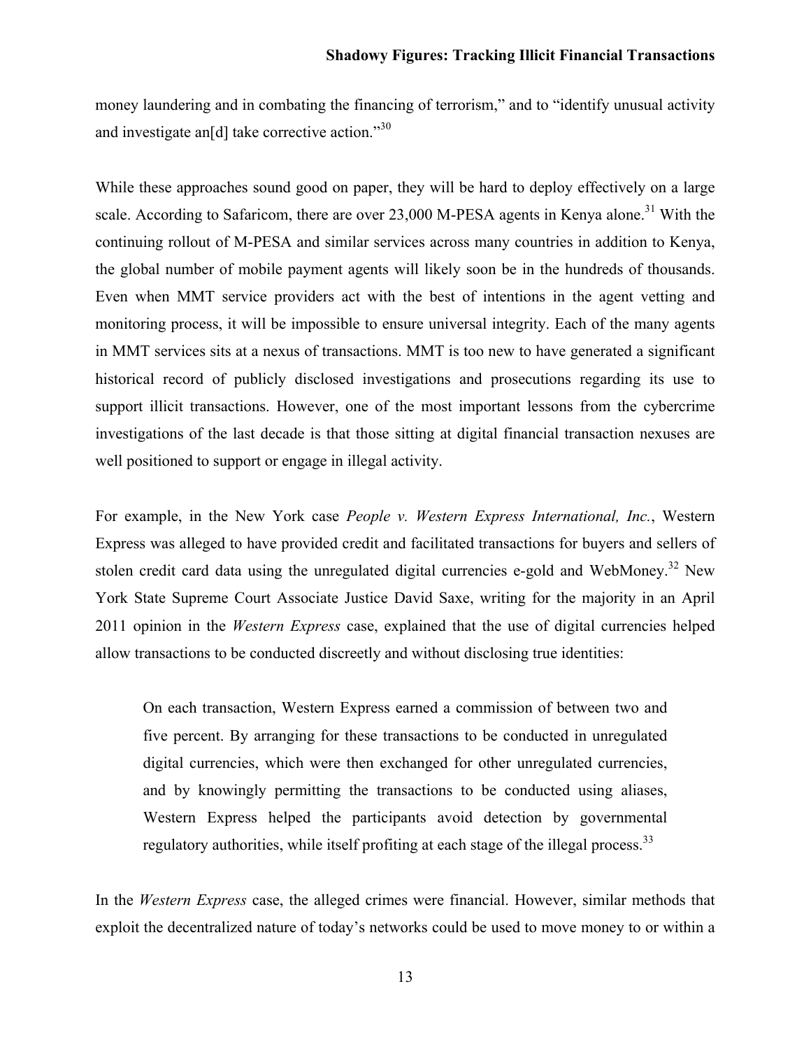money laundering and in combating the financing of terrorism," and to "identify unusual activity and investigate an[d] take corrective action."[30]

While these approaches sound good on paper, they will be hard to deploy effectively on a large scale. According to Safaricom, there are over 23,000 M-PESA agents in Kenya alone.[31] With the continuing rollout of M-PESA and similar services across many countries in addition to Kenya, the global number of mobile payment agents will likely soon be in the hundreds of thousands. Even when MMT service providers act with the best of intentions in the agent vetting and monitoring process, it will be impossible to ensure universal integrity. Each of the many agents in MMT services sits at a nexus of transactions. MMT is too new to have generated a significant historical record of publicly disclosed investigations and prosecutions regarding its use to support illicit transactions. However, one of the most important lessons from the cybercrime investigations of the last decade is that those sitting at digital financial transaction nexuses are well positioned to support or engage in illegal activity.

For example, in the New York case *People v. Western Express International, Inc.*, Western Express was alleged to have provided credit and facilitated transactions for buyers and sellers of stolen credit card data using the unregulated digital currencies e-gold and WebMoney.[32] New York State Supreme Court Associate Justice David Saxe, writing for the majority in an April 2011 opinion in the *Western Express* case, explained that the use of digital currencies helped allow transactions to be conducted discreetly and without disclosing true identities:

> On each transaction, Western Express earned a commission of between two and five percent. By arranging for these transactions to be conducted in unregulated digital currencies, which were then exchanged for other unregulated currencies, and by knowingly permitting the transactions to be conducted using aliases, Western Express helped the participants avoid detection by governmental regulatory authorities, while itself profiting at each stage of the illegal process.[33]

In the *Western Express* case, the alleged crimes were financial. However, similar methods that exploit the decentralized nature of today's networks could be used to move money to or within a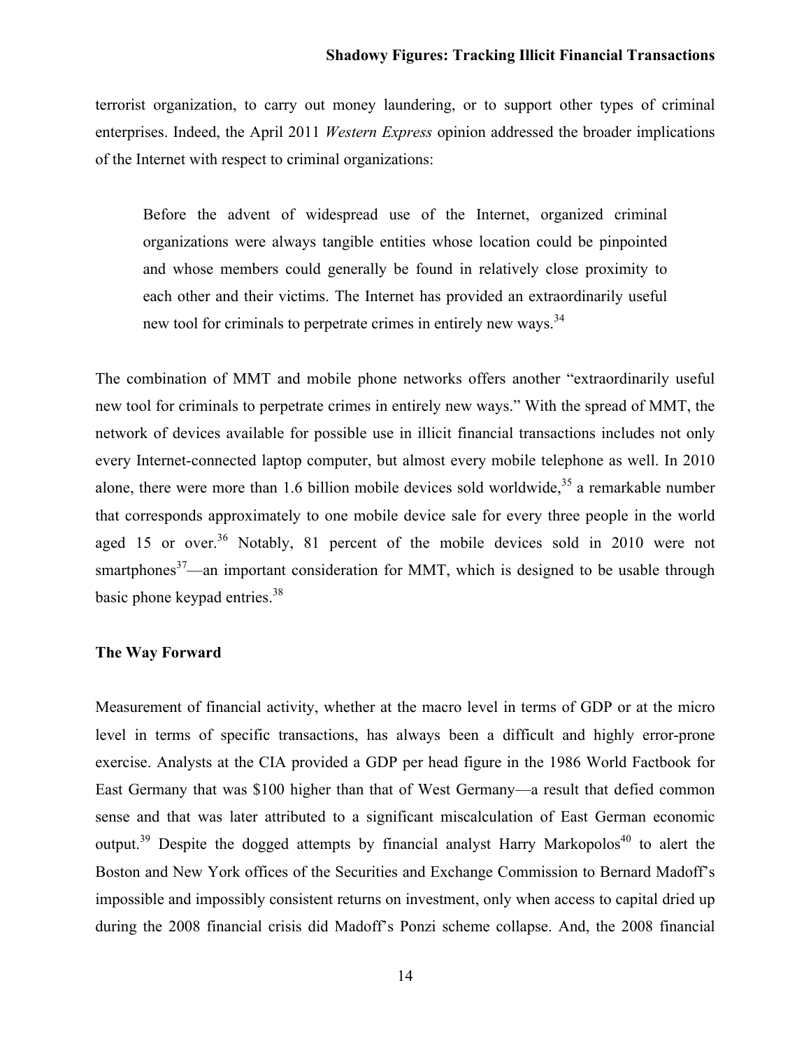terrorist organization, to carry out money laundering, or to support other types of criminal enterprises. Indeed, the April 2011 *Western Express* opinion addressed the broader implications of the Internet with respect to criminal organizations:

> Before the advent of widespread use of the Internet, organized criminal organizations were always tangible entities whose location could be pinpointed and whose members could generally be found in relatively close proximity to each other and their victims. The Internet has provided an extraordinarily useful new tool for criminals to perpetrate crimes in entirely new ways.[34]

The combination of MMT and mobile phone networks offers another "extraordinarily useful new tool for criminals to perpetrate crimes in entirely new ways." With the spread of MMT, the network of devices available for possible use in illicit financial transactions includes not only every Internet-connected laptop computer, but almost every mobile telephone as well. In 2010 alone, there were more than 1.6 billion mobile devices sold worldwide,[35] a remarkable number that corresponds approximately to one mobile device sale for every three people in the world aged 15 or over.[36] Notably, 81 percent of the mobile devices sold in 2010 were not smartphones[37]—an important consideration for MMT, which is designed to be usable through basic phone keypad entries.[38]

**The Way Forward**

Measurement of financial activity, whether at the macro level in terms of GDP or at the micro level in terms of specific transactions, has always been a difficult and highly error-prone exercise. Analysts at the CIA provided a GDP per head figure in the 1986 World Factbook for East Germany that was $100 higher than that of West Germany—a result that defied common sense and that was later attributed to a significant miscalculation of East German economic output.[39] Despite the dogged attempts by financial analyst Harry Markopolos[40] to alert the Boston and New York offices of the Securities and Exchange Commission to Bernard Madoff's impossible and impossibly consistent returns on investment, only when access to capital dried up during the 2008 financial crisis did Madoff's Ponzi scheme collapse. And, the 2008 financial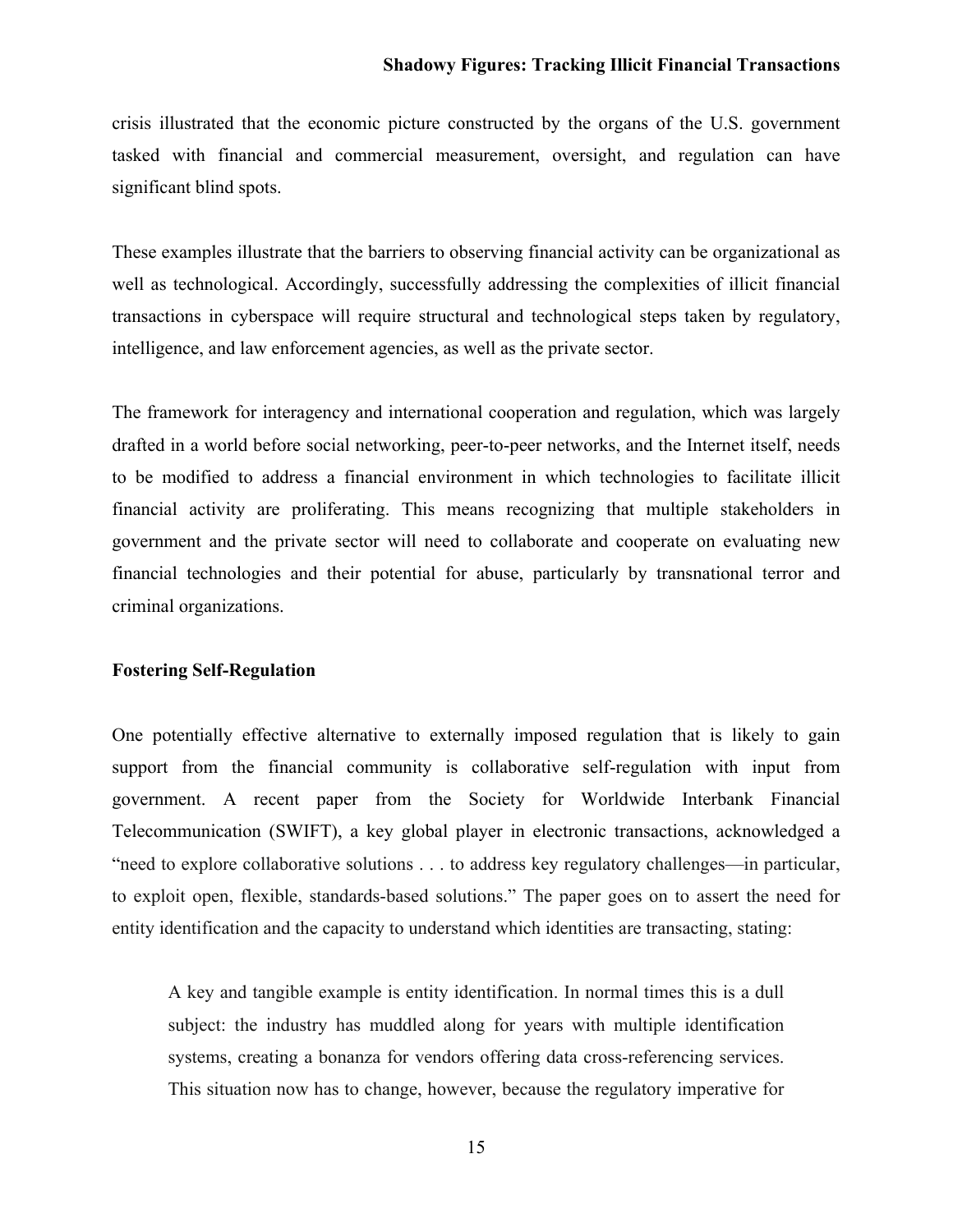crisis illustrated that the economic picture constructed by the organs of the U.S. government tasked with financial and commercial measurement, oversight, and regulation can have significant blind spots.

These examples illustrate that the barriers to observing financial activity can be organizational as well as technological. Accordingly, successfully addressing the complexities of illicit financial transactions in cyberspace will require structural and technological steps taken by regulatory, intelligence, and law enforcement agencies, as well as the private sector.

The framework for interagency and international cooperation and regulation, which was largely drafted in a world before social networking, peer-to-peer networks, and the Internet itself, needs to be modified to address a financial environment in which technologies to facilitate illicit financial activity are proliferating. This means recognizing that multiple stakeholders in government and the private sector will need to collaborate and cooperate on evaluating new financial technologies and their potential for abuse, particularly by transnational terror and criminal organizations.

**Fostering Self-Regulation**

One potentially effective alternative to externally imposed regulation that is likely to gain support from the financial community is collaborative self-regulation with input from government. A recent paper from the Society for Worldwide Interbank Financial Telecommunication (SWIFT), a key global player in electronic transactions, acknowledged a "need to explore collaborative solutions . . . to address key regulatory challenges—in particular, to exploit open, flexible, standards-based solutions." The paper goes on to assert the need for entity identification and the capacity to understand which identities are transacting, stating:

> A key and tangible example is entity identification. In normal times this is a dull subject: the industry has muddled along for years with multiple identification systems, creating a bonanza for vendors offering data cross-referencing services. This situation now has to change, however, because the regulatory imperative for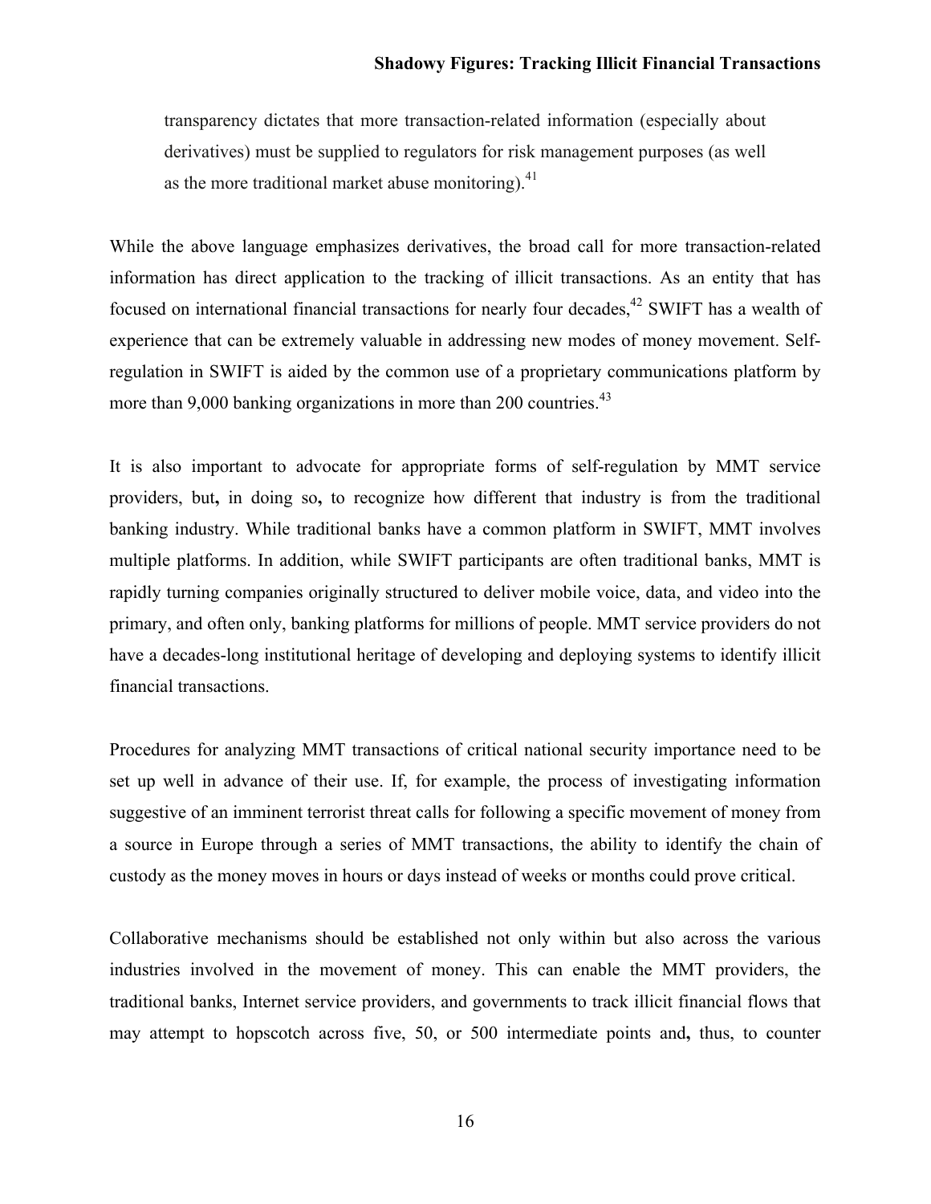> transparency dictates that more transaction-related information (especially about derivatives) must be supplied to regulators for risk management purposes (as well as the more traditional market abuse monitoring).[41]

While the above language emphasizes derivatives, the broad call for more transaction-related information has direct application to the tracking of illicit transactions. As an entity that has focused on international financial transactions for nearly four decades,[42] SWIFT has a wealth of experience that can be extremely valuable in addressing new modes of money movement. Self-regulation in SWIFT is aided by the common use of a proprietary communications platform by more than 9,000 banking organizations in more than 200 countries.[43]

It is also important to advocate for appropriate forms of self-regulation by MMT service providers, but**,** in doing so**,** to recognize how different that industry is from the traditional banking industry. While traditional banks have a common platform in SWIFT, MMT involves multiple platforms. In addition, while SWIFT participants are often traditional banks, MMT is rapidly turning companies originally structured to deliver mobile voice, data, and video into the primary, and often only, banking platforms for millions of people. MMT service providers do not have a decades-long institutional heritage of developing and deploying systems to identify illicit financial transactions.

Procedures for analyzing MMT transactions of critical national security importance need to be set up well in advance of their use. If, for example, the process of investigating information suggestive of an imminent terrorist threat calls for following a specific movement of money from a source in Europe through a series of MMT transactions, the ability to identify the chain of custody as the money moves in hours or days instead of weeks or months could prove critical.

Collaborative mechanisms should be established not only within but also across the various industries involved in the movement of money. This can enable the MMT providers, the traditional banks, Internet service providers, and governments to track illicit financial flows that may attempt to hopscotch across five, 50, or 500 intermediate points and**,** thus, to counter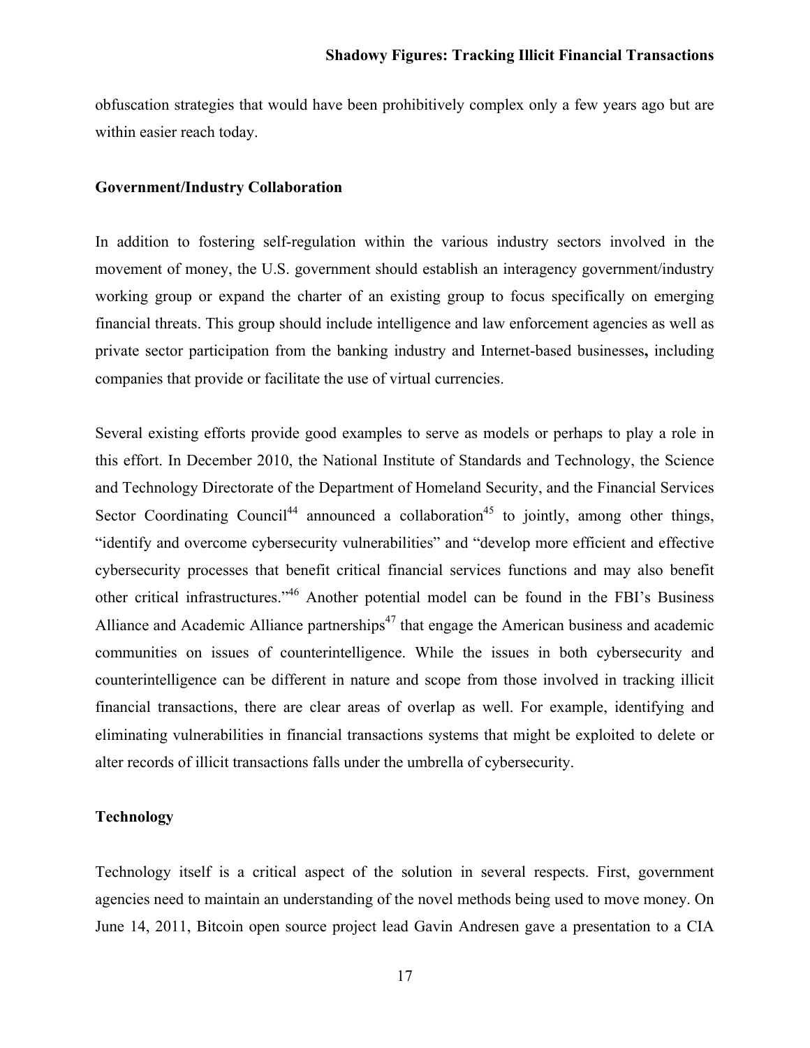obfuscation strategies that would have been prohibitively complex only a few years ago but are within easier reach today.

### Government/Industry Collaboration

In addition to fostering self-regulation within the various industry sectors involved in the movement of money, the U.S. government should establish an interagency government/industry working group or expand the charter of an existing group to focus specifically on emerging financial threats. This group should include intelligence and law enforcement agencies as well as private sector participation from the banking industry and Internet-based businesses**,** including companies that provide or facilitate the use of virtual currencies.

Several existing efforts provide good examples to serve as models or perhaps to play a role in this effort. In December 2010, the National Institute of Standards and Technology, the Science and Technology Directorate of the Department of Homeland Security, and the Financial Services Sector Coordinating Council[44] announced a collaboration[45] to jointly, among other things, "identify and overcome cybersecurity vulnerabilities" and "develop more efficient and effective cybersecurity processes that benefit critical financial services functions and may also benefit other critical infrastructures."[46] Another potential model can be found in the FBI's Business Alliance and Academic Alliance partnerships[47] that engage the American business and academic communities on issues of counterintelligence. While the issues in both cybersecurity and counterintelligence can be different in nature and scope from those involved in tracking illicit financial transactions, there are clear areas of overlap as well. For example, identifying and eliminating vulnerabilities in financial transactions systems that might be exploited to delete or alter records of illicit transactions falls under the umbrella of cybersecurity.

### Technology

Technology itself is a critical aspect of the solution in several respects. First, government agencies need to maintain an understanding of the novel methods being used to move money. On June 14, 2011, Bitcoin open source project lead Gavin Andresen gave a presentation to a CIA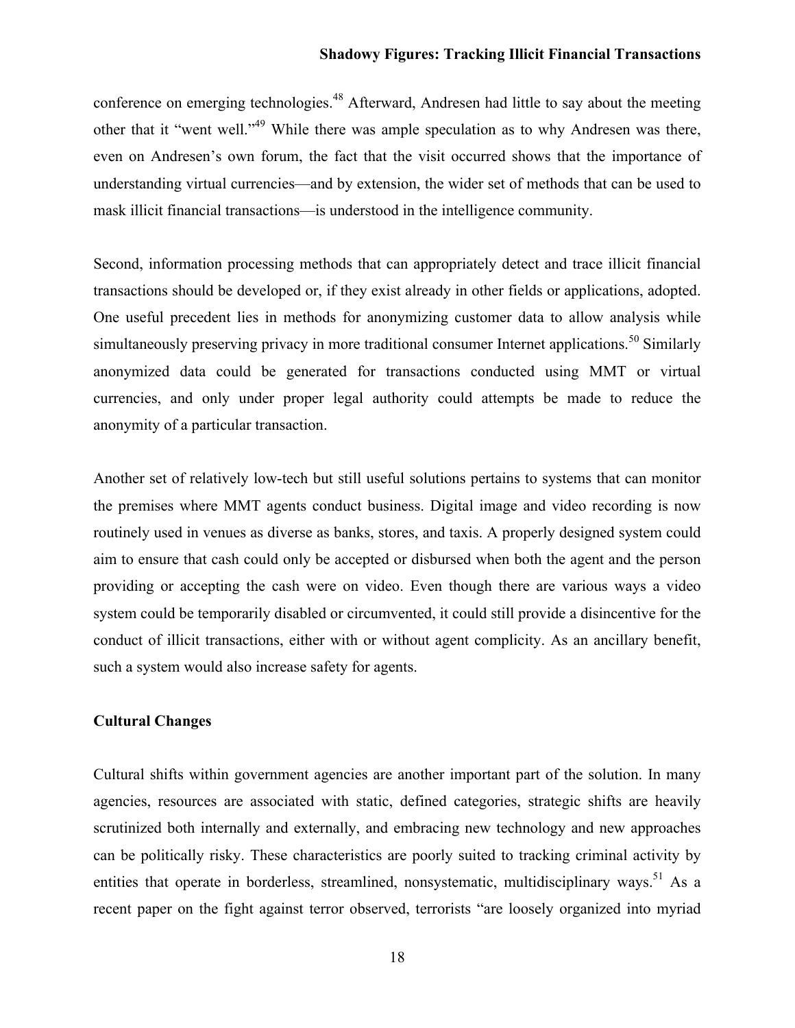conference on emerging technologies.[48] Afterward, Andresen had little to say about the meeting other that it "went well."[49] While there was ample speculation as to why Andresen was there, even on Andresen's own forum, the fact that the visit occurred shows that the importance of understanding virtual currencies—and by extension, the wider set of methods that can be used to mask illicit financial transactions—is understood in the intelligence community.

Second, information processing methods that can appropriately detect and trace illicit financial transactions should be developed or, if they exist already in other fields or applications, adopted. One useful precedent lies in methods for anonymizing customer data to allow analysis while simultaneously preserving privacy in more traditional consumer Internet applications.[50] Similarly anonymized data could be generated for transactions conducted using MMT or virtual currencies, and only under proper legal authority could attempts be made to reduce the anonymity of a particular transaction.

Another set of relatively low-tech but still useful solutions pertains to systems that can monitor the premises where MMT agents conduct business. Digital image and video recording is now routinely used in venues as diverse as banks, stores, and taxis. A properly designed system could aim to ensure that cash could only be accepted or disbursed when both the agent and the person providing or accepting the cash were on video. Even though there are various ways a video system could be temporarily disabled or circumvented, it could still provide a disincentive for the conduct of illicit transactions, either with or without agent complicity. As an ancillary benefit, such a system would also increase safety for agents.

**Cultural Changes**

Cultural shifts within government agencies are another important part of the solution. In many agencies, resources are associated with static, defined categories, strategic shifts are heavily scrutinized both internally and externally, and embracing new technology and new approaches can be politically risky. These characteristics are poorly suited to tracking criminal activity by entities that operate in borderless, streamlined, nonsystematic, multidisciplinary ways.[51] As a recent paper on the fight against terror observed, terrorists "are loosely organized into myriad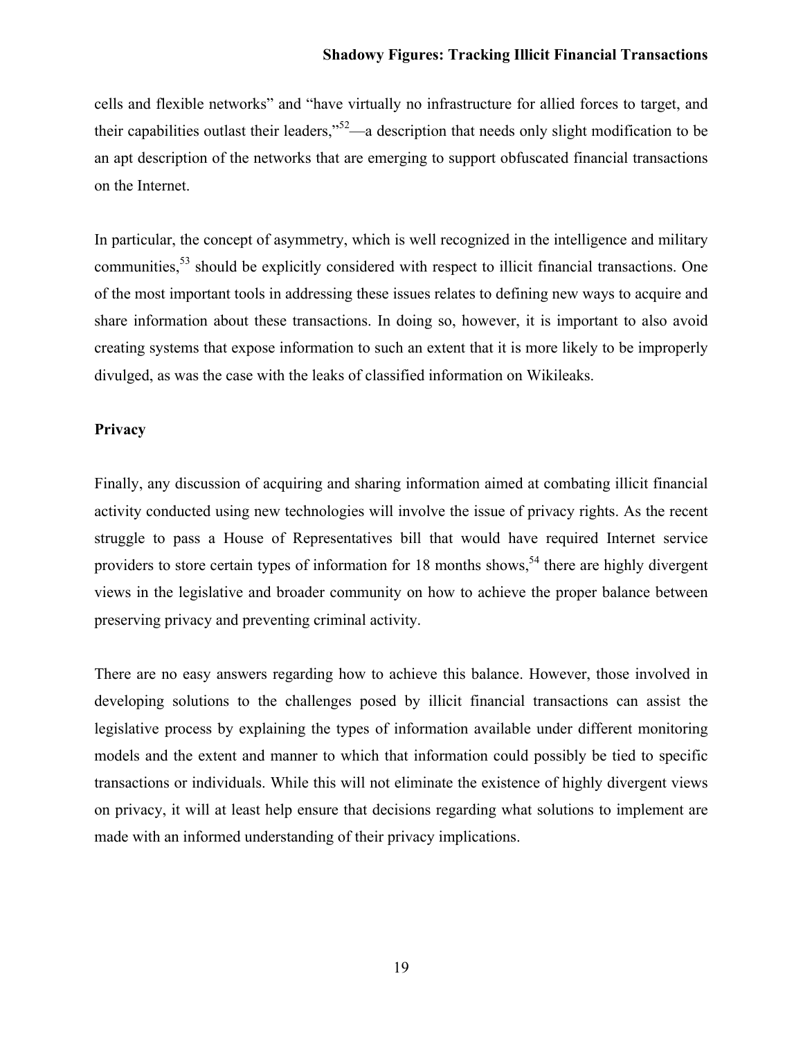cells and flexible networks" and "have virtually no infrastructure for allied forces to target, and their capabilities outlast their leaders,"[52]—a description that needs only slight modification to be an apt description of the networks that are emerging to support obfuscated financial transactions on the Internet.

In particular, the concept of asymmetry, which is well recognized in the intelligence and military communities,[53] should be explicitly considered with respect to illicit financial transactions. One of the most important tools in addressing these issues relates to defining new ways to acquire and share information about these transactions. In doing so, however, it is important to also avoid creating systems that expose information to such an extent that it is more likely to be improperly divulged, as was the case with the leaks of classified information on Wikileaks.

**Privacy**

Finally, any discussion of acquiring and sharing information aimed at combating illicit financial activity conducted using new technologies will involve the issue of privacy rights. As the recent struggle to pass a House of Representatives bill that would have required Internet service providers to store certain types of information for 18 months shows,[54] there are highly divergent views in the legislative and broader community on how to achieve the proper balance between preserving privacy and preventing criminal activity.

There are no easy answers regarding how to achieve this balance. However, those involved in developing solutions to the challenges posed by illicit financial transactions can assist the legislative process by explaining the types of information available under different monitoring models and the extent and manner to which that information could possibly be tied to specific transactions or individuals. While this will not eliminate the existence of highly divergent views on privacy, it will at least help ensure that decisions regarding what solutions to implement are made with an informed understanding of their privacy implications.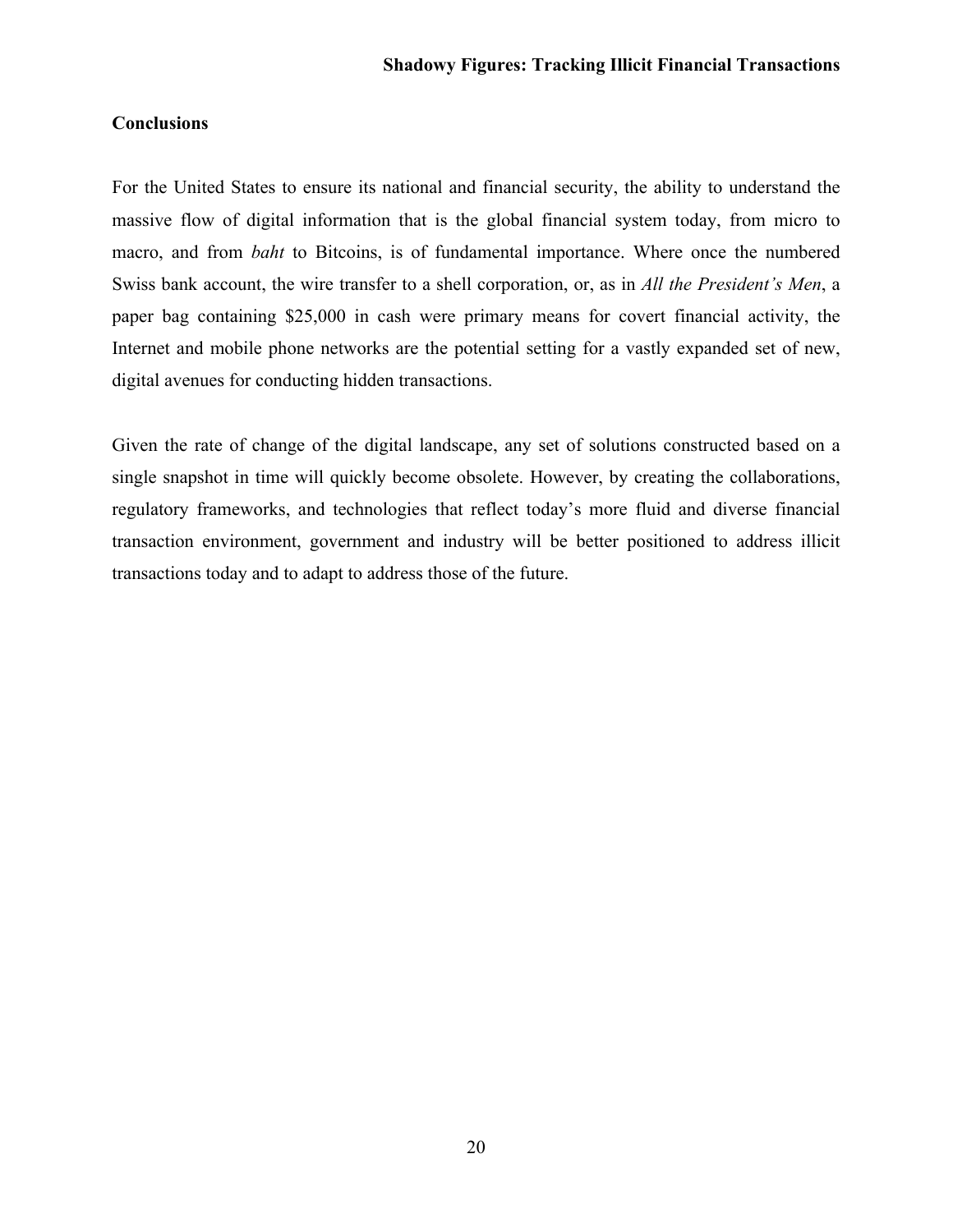## Conclusions

For the United States to ensure its national and financial security, the ability to understand the massive flow of digital information that is the global financial system today, from micro to macro, and from *baht* to Bitcoins, is of fundamental importance. Where once the numbered Swiss bank account, the wire transfer to a shell corporation, or, as in *All the President's Men*, a paper bag containing $25,000 in cash were primary means for covert financial activity, the Internet and mobile phone networks are the potential setting for a vastly expanded set of new, digital avenues for conducting hidden transactions.

Given the rate of change of the digital landscape, any set of solutions constructed based on a single snapshot in time will quickly become obsolete. However, by creating the collaborations, regulatory frameworks, and technologies that reflect today's more fluid and diverse financial transaction environment, government and industry will be better positioned to address illicit transactions today and to adapt to address those of the future.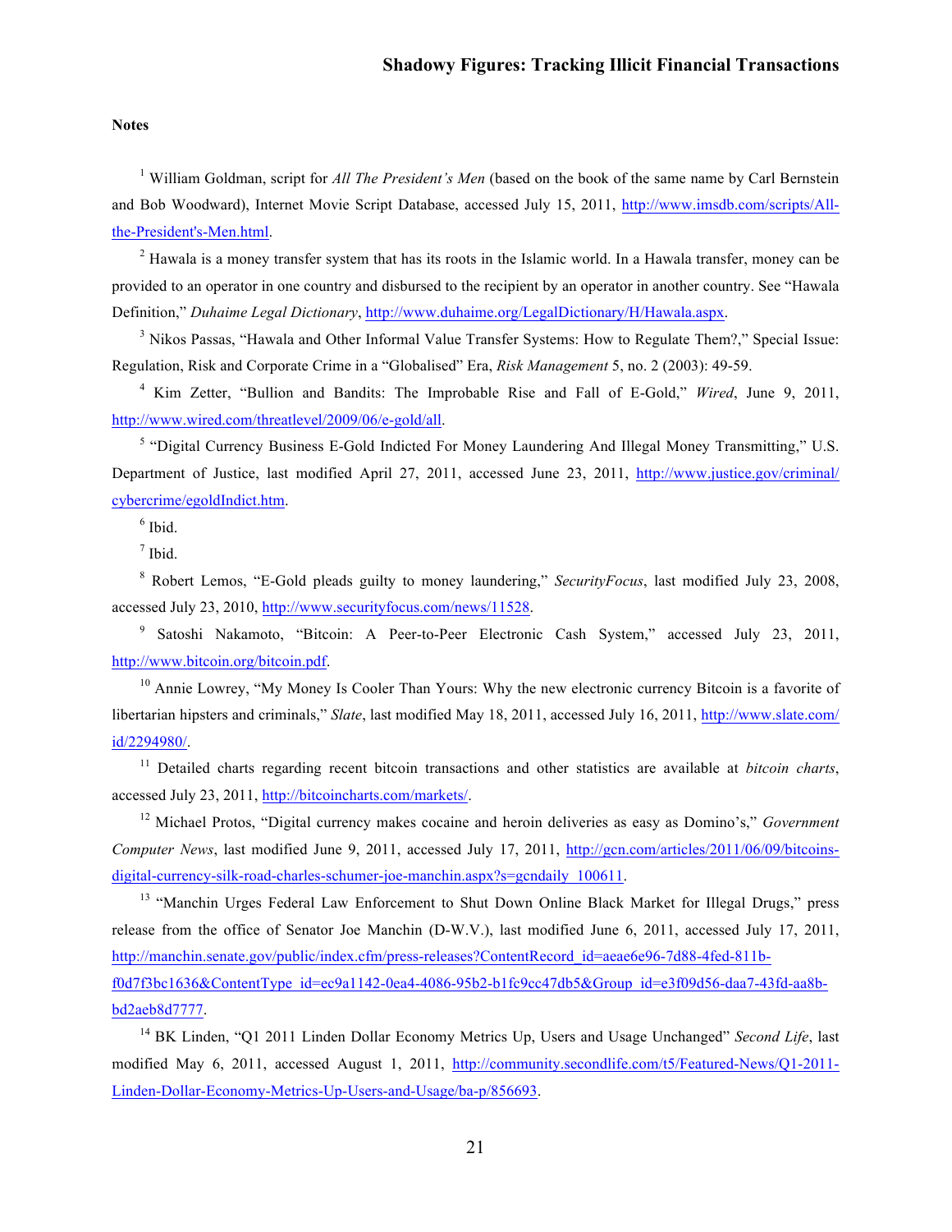**Notes**

[1] William Goldman, script for *All The President's Men* (based on the book of the same name by Carl Bernstein and Bob Woodward), Internet Movie Script Database, accessed July 15, 2011, http://www.imsdb.com/scripts/All-the-President's-Men.html.

[2] Hawala is a money transfer system that has its roots in the Islamic world. In a Hawala transfer, money can be provided to an operator in one country and disbursed to the recipient by an operator in another country. See "Hawala Definition," *Duhaime Legal Dictionary*, http://www.duhaime.org/LegalDictionary/H/Hawala.aspx.

[3] Nikos Passas, "Hawala and Other Informal Value Transfer Systems: How to Regulate Them?," Special Issue: Regulation, Risk and Corporate Crime in a "Globalised" Era, *Risk Management* 5, no. 2 (2003): 49-59.

[4] Kim Zetter, "Bullion and Bandits: The Improbable Rise and Fall of E-Gold," *Wired*, June 9, 2011, http://www.wired.com/threatlevel/2009/06/e-gold/all.

[5] "Digital Currency Business E-Gold Indicted For Money Laundering And Illegal Money Transmitting," U.S. Department of Justice, last modified April 27, 2011, accessed June 23, 2011, http://www.justice.gov/criminal/cybercrime/egoldIndict.htm.

[6] Ibid.

[7] Ibid.

[8] Robert Lemos, "E-Gold pleads guilty to money laundering," *SecurityFocus*, last modified July 23, 2008, accessed July 23, 2010, http://www.securityfocus.com/news/11528.

[9] Satoshi Nakamoto, "Bitcoin: A Peer-to-Peer Electronic Cash System," accessed July 23, 2011, http://www.bitcoin.org/bitcoin.pdf.

[10] Annie Lowrey, "My Money Is Cooler Than Yours: Why the new electronic currency Bitcoin is a favorite of libertarian hipsters and criminals," *Slate*, last modified May 18, 2011, accessed July 16, 2011, http://www.slate.com/id/2294980/.

[11] Detailed charts regarding recent bitcoin transactions and other statistics are available at *bitcoin charts*, accessed July 23, 2011, http://bitcoincharts.com/markets/.

[12] Michael Protos, "Digital currency makes cocaine and heroin deliveries as easy as Domino's," *Government Computer News*, last modified June 9, 2011, accessed July 17, 2011, http://gcn.com/articles/2011/06/09/bitcoins-digital-currency-silk-road-charles-schumer-joe-manchin.aspx?s=gcndaily_100611.

[13] "Manchin Urges Federal Law Enforcement to Shut Down Online Black Market for Illegal Drugs," press release from the office of Senator Joe Manchin (D-W.V.), last modified June 6, 2011, accessed July 17, 2011, http://manchin.senate.gov/public/index.cfm/press-releases?ContentRecord_id=aeae6e96-7d88-4fed-811b-f0d7f3bc1636&ContentType_id=ec9a1142-0ea4-4086-95b2-b1fc9cc47db5&Group_id=e3f09d56-daa7-43fd-aa8b-bd2aeb8d7777.

[14] BK Linden, "Q1 2011 Linden Dollar Economy Metrics Up, Users and Usage Unchanged" *Second Life*, last modified May 6, 2011, accessed August 1, 2011, http://community.secondlife.com/t5/Featured-News/Q1-2011-Linden-Dollar-Economy-Metrics-Up-Users-and-Usage/ba-p/856693.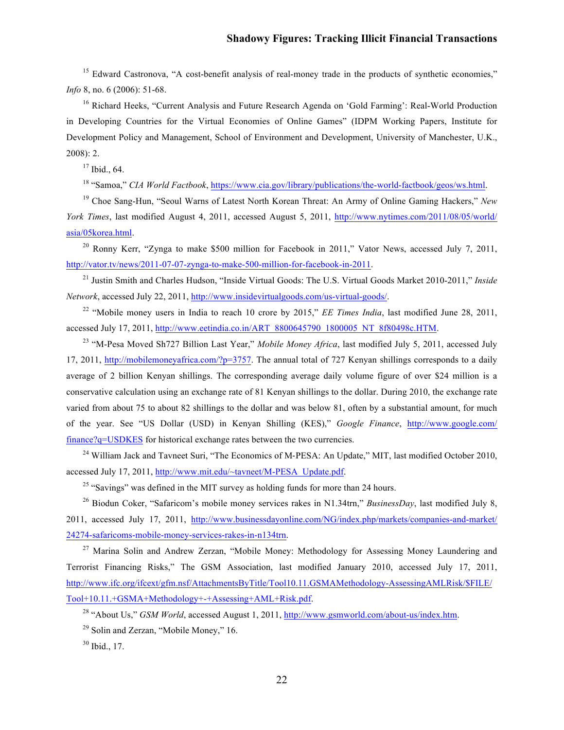[15] Edward Castronova, "A cost-benefit analysis of real-money trade in the products of synthetic economies," *Info* 8, no. 6 (2006): 51-68.

[16] Richard Heeks, "Current Analysis and Future Research Agenda on 'Gold Farming': Real-World Production in Developing Countries for the Virtual Economies of Online Games" (IDPM Working Papers, Institute for Development Policy and Management, School of Environment and Development, University of Manchester, U.K., 2008): 2.

[17] Ibid., 64.

[18] "Samoa," *CIA World Factbook*, https://www.cia.gov/library/publications/the-world-factbook/geos/ws.html.

[19] Choe Sang-Hun, "Seoul Warns of Latest North Korean Threat: An Army of Online Gaming Hackers," *New York Times*, last modified August 4, 2011, accessed August 5, 2011, http://www.nytimes.com/2011/08/05/world/asia/05korea.html.

[20] Ronny Kerr, "Zynga to make $500 million for Facebook in 2011," Vator News, accessed July 7, 2011, http://vator.tv/news/2011-07-07-zynga-to-make-500-million-for-facebook-in-2011.

[21] Justin Smith and Charles Hudson, "Inside Virtual Goods: The U.S. Virtual Goods Market 2010-2011," *Inside Network*, accessed July 22, 2011, http://www.insidevirtualgoods.com/us-virtual-goods/.

[22] "Mobile money users in India to reach 10 crore by 2015," *EE Times India*, last modified June 28, 2011, accessed July 17, 2011, http://www.eetindia.co.in/ART_8800645790_1800005_NT_8f80498c.HTM.

[23] "M-Pesa Moved Sh727 Billion Last Year," *Mobile Money Africa*, last modified July 5, 2011, accessed July 17, 2011, http://mobilemoneyafrica.com/?p=3757. The annual total of 727 Kenyan shillings corresponds to a daily average of 2 billion Kenyan shillings. The corresponding average daily volume figure of over $24 million is a conservative calculation using an exchange rate of 81 Kenyan shillings to the dollar. During 2010, the exchange rate varied from about 75 to about 82 shillings to the dollar and was below 81, often by a substantial amount, for much of the year. See "US Dollar (USD) in Kenyan Shilling (KES)," *Google Finance*, http://www.google.com/finance?q=USDKES for historical exchange rates between the two currencies.

[24] William Jack and Tavneet Suri, "The Economics of M-PESA: An Update," MIT, last modified October 2010, accessed July 17, 2011, http://www.mit.edu/~tavneet/M-PESA_Update.pdf.

[25] "Savings" was defined in the MIT survey as holding funds for more than 24 hours.

[26] Biodun Coker, "Safaricom's mobile money services rakes in N1.34trn," *BusinessDay*, last modified July 8, 2011, accessed July 17, 2011, http://www.businessdayonline.com/NG/index.php/markets/companies-and-market/24274-safaricoms-mobile-money-services-rakes-in-n134trn.

[27] Marina Solin and Andrew Zerzan, "Mobile Money: Methodology for Assessing Money Laundering and Terrorist Financing Risks," The GSM Association, last modified January 2010, accessed July 17, 2011, http://www.ifc.org/ifcext/gfm.nsf/AttachmentsByTitle/Tool10.11.GSMAMethodology-AssessingAMLRisk/$FILE/Tool+10.11.+GSMA+Methodology+-+Assessing+AML+Risk.pdf.

[28] "About Us," *GSM World*, accessed August 1, 2011, http://www.gsmworld.com/about-us/index.htm.

[29] Solin and Zerzan, "Mobile Money," 16.

[30] Ibid., 17.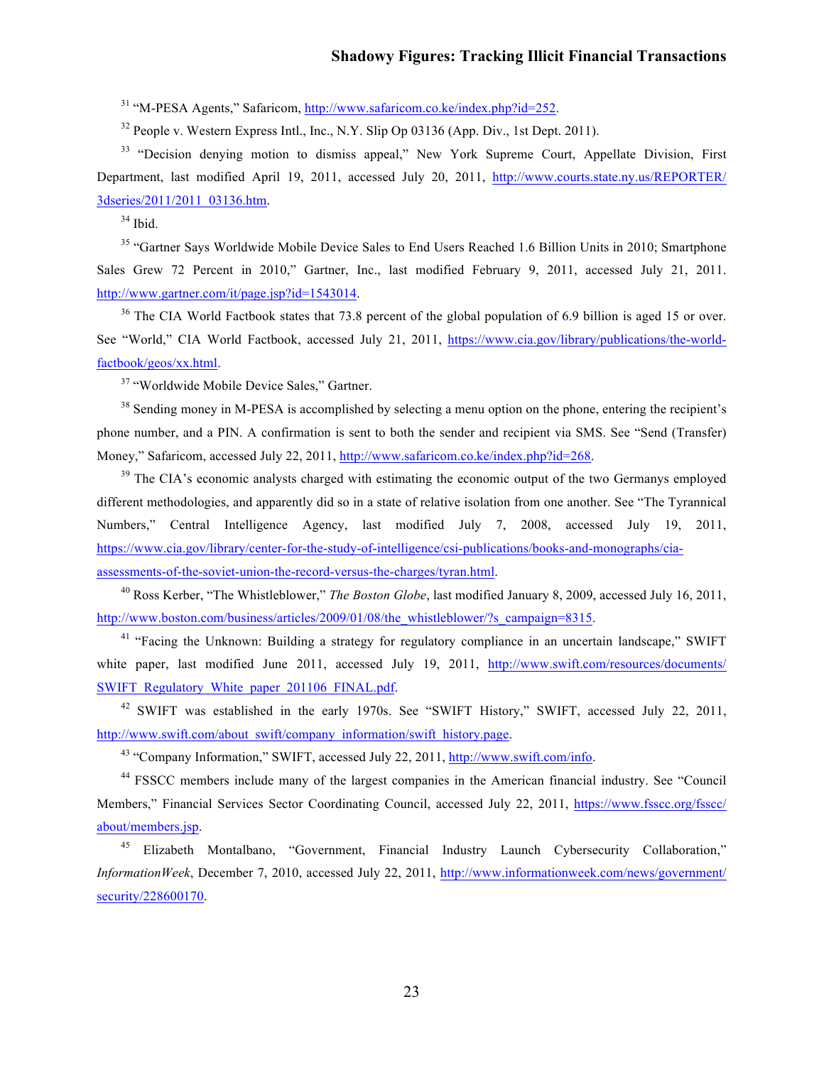[31] "M-PESA Agents," Safaricom, http://www.safaricom.co.ke/index.php?id=252.

[32] People v. Western Express Intl., Inc., N.Y. Slip Op 03136 (App. Div., 1st Dept. 2011).

[33] "Decision denying motion to dismiss appeal," New York Supreme Court, Appellate Division, First Department, last modified April 19, 2011, accessed July 20, 2011, http://www.courts.state.ny.us/REPORTER/3dseries/2011/2011_03136.htm.

[34] Ibid.

[35] "Gartner Says Worldwide Mobile Device Sales to End Users Reached 1.6 Billion Units in 2010; Smartphone Sales Grew 72 Percent in 2010," Gartner, Inc., last modified February 9, 2011, accessed July 21, 2011. http://www.gartner.com/it/page.jsp?id=1543014.

[36] The CIA World Factbook states that 73.8 percent of the global population of 6.9 billion is aged 15 or over. See "World," CIA World Factbook, accessed July 21, 2011, https://www.cia.gov/library/publications/the-world-factbook/geos/xx.html.

[37] "Worldwide Mobile Device Sales," Gartner.

[38] Sending money in M-PESA is accomplished by selecting a menu option on the phone, entering the recipient's phone number, and a PIN. A confirmation is sent to both the sender and recipient via SMS. See "Send (Transfer) Money," Safaricom, accessed July 22, 2011, http://www.safaricom.co.ke/index.php?id=268.

[39] The CIA's economic analysts charged with estimating the economic output of the two Germanys employed different methodologies, and apparently did so in a state of relative isolation from one another. See "The Tyrannical Numbers," Central Intelligence Agency, last modified July 7, 2008, accessed July 19, 2011, https://www.cia.gov/library/center-for-the-study-of-intelligence/csi-publications/books-and-monographs/cia-assessments-of-the-soviet-union-the-record-versus-the-charges/tyran.html.

[40] Ross Kerber, "The Whistleblower," *The Boston Globe*, last modified January 8, 2009, accessed July 16, 2011, http://www.boston.com/business/articles/2009/01/08/the_whistleblower/?s_campaign=8315.

[41] "Facing the Unknown: Building a strategy for regulatory compliance in an uncertain landscape," SWIFT white paper, last modified June 2011, accessed July 19, 2011, http://www.swift.com/resources/documents/SWIFT_Regulatory_White_paper_201106_FINAL.pdf.

[42] SWIFT was established in the early 1970s. See "SWIFT History," SWIFT, accessed July 22, 2011, http://www.swift.com/about_swift/company_information/swift_history.page.

[43] "Company Information," SWIFT, accessed July 22, 2011, http://www.swift.com/info.

[44] FSSCC members include many of the largest companies in the American financial industry. See "Council Members," Financial Services Sector Coordinating Council, accessed July 22, 2011, https://www.fsscc.org/fsscc/about/members.jsp.

[45] Elizabeth Montalbano, "Government, Financial Industry Launch Cybersecurity Collaboration," *InformationWeek*, December 7, 2010, accessed July 22, 2011, http://www.informationweek.com/news/government/security/228600170.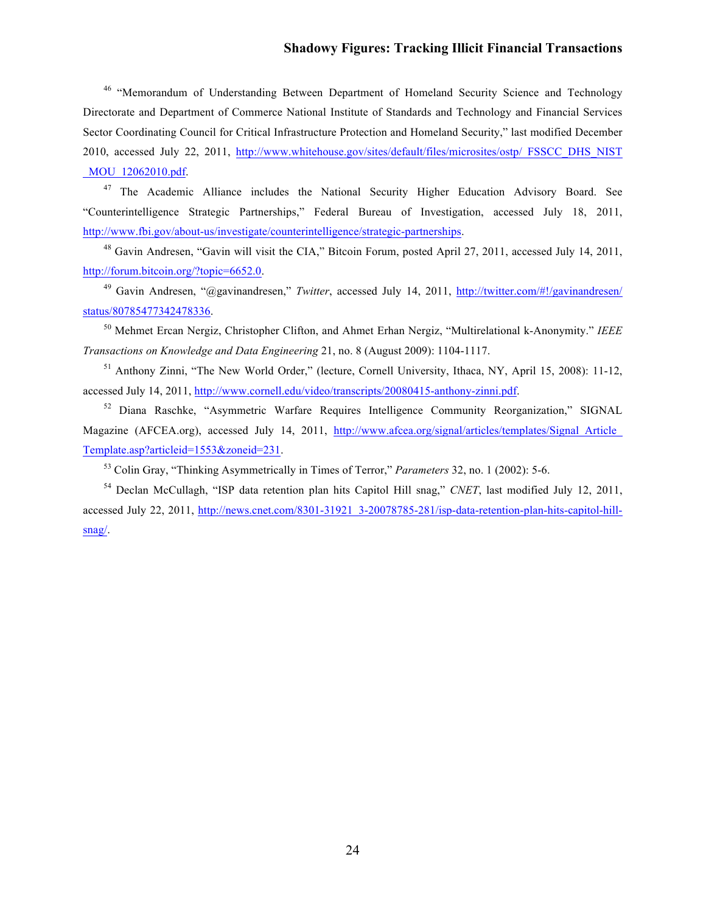[46] "Memorandum of Understanding Between Department of Homeland Security Science and Technology Directorate and Department of Commerce National Institute of Standards and Technology and Financial Services Sector Coordinating Council for Critical Infrastructure Protection and Homeland Security," last modified December 2010, accessed July 22, 2011, http://www.whitehouse.gov/sites/default/files/microsites/ostp/_FSSCC_DHS_NIST_MOU_12062010.pdf.

[47] The Academic Alliance includes the National Security Higher Education Advisory Board. See "Counterintelligence Strategic Partnerships," Federal Bureau of Investigation, accessed July 18, 2011, http://www.fbi.gov/about-us/investigate/counterintelligence/strategic-partnerships.

[48] Gavin Andresen, "Gavin will visit the CIA," Bitcoin Forum, posted April 27, 2011, accessed July 14, 2011, http://forum.bitcoin.org/?topic=6652.0.

[49] Gavin Andresen, "@gavinandresen," *Twitter*, accessed July 14, 2011, http://twitter.com/#!/gavinandresen/status/80785477342478336.

[50] Mehmet Ercan Nergiz, Christopher Clifton, and Ahmet Erhan Nergiz, "Multirelational k-Anonymity." *IEEE Transactions on Knowledge and Data Engineering* 21, no. 8 (August 2009): 1104-1117.

[51] Anthony Zinni, "The New World Order," (lecture, Cornell University, Ithaca, NY, April 15, 2008): 11-12, accessed July 14, 2011, http://www.cornell.edu/video/transcripts/20080415-anthony-zinni.pdf.

[52] Diana Raschke, "Asymmetric Warfare Requires Intelligence Community Reorganization," SIGNAL Magazine (AFCEA.org), accessed July 14, 2011, http://www.afcea.org/signal/articles/templates/Signal_Article_Template.asp?articleid=1553&zoneid=231.

[53] Colin Gray, "Thinking Asymmetrically in Times of Terror," *Parameters* 32, no. 1 (2002): 5-6.

[54] Declan McCullagh, "ISP data retention plan hits Capitol Hill snag," *CNET*, last modified July 12, 2011, accessed July 22, 2011, http://news.cnet.com/8301-31921_3-20078785-281/isp-data-retention-plan-hits-capitol-hill-snag/.